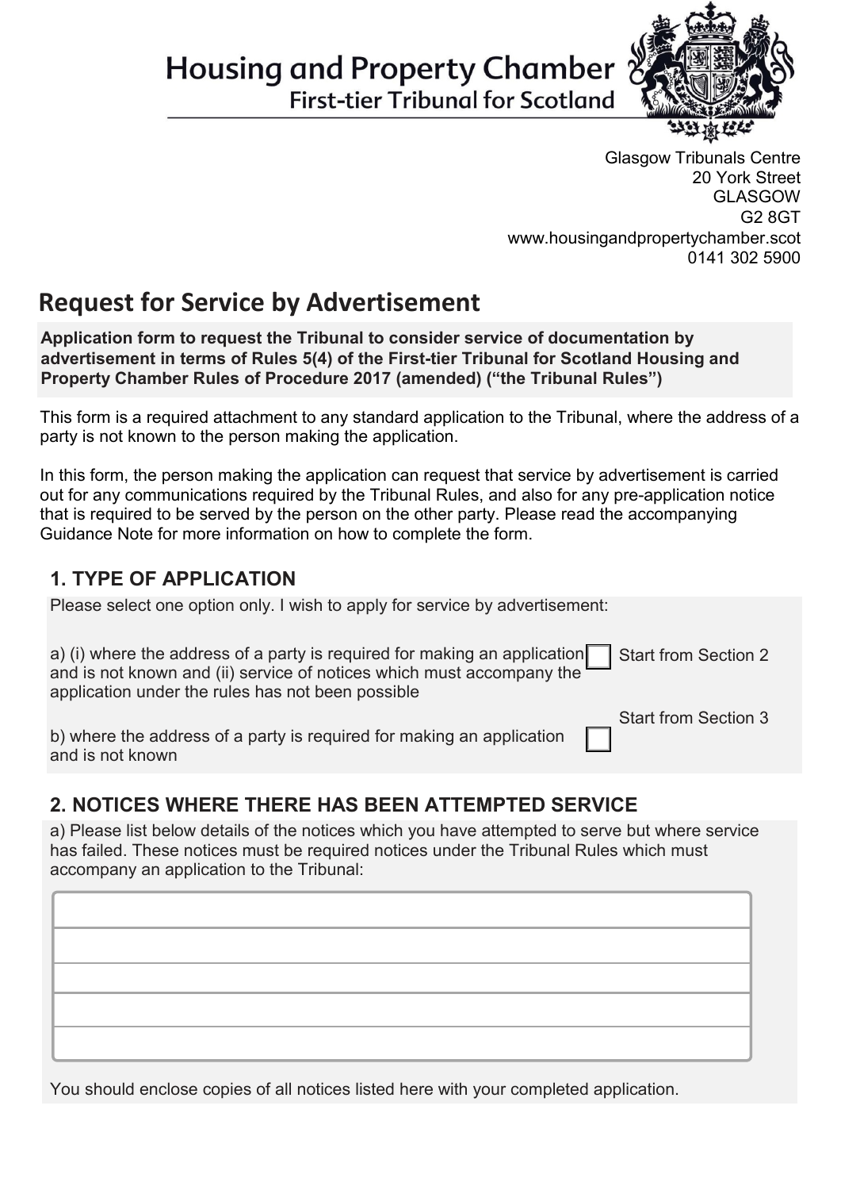Housing and Property Chamber
First-tier Tribunal for Scotland

Glasgow Tribunals Centre
20 York Street
GLASGOW
G2 8GT
www.housingandpropertychamber.scot
0141 302 5900

# Request for Service by Advertisement

**Application form to request the Tribunal to consider service of documentation by advertisement in terms of Rules 5(4) of the First-tier Tribunal for Scotland Housing and Property Chamber Rules of Procedure 2017 (amended) ("the Tribunal Rules")**

This form is a required attachment to any standard application to the Tribunal, where the address of a party is not known to the person making the application.

In this form, the person making the application can request that service by advertisement is carried out for any communications required by the Tribunal Rules, and also for any pre-application notice that is required to be served by the person on the other party. Please read the accompanying Guidance Note for more information on how to complete the form.

## 1. TYPE OF APPLICATION

Please select one option only. I wish to apply for service by advertisement:

a) (i) where the address of a party is required for making an application and is not known and (ii) service of notices which must accompany the application under the rules has not been possible ☐ Start from Section 2

b) where the address of a party is required for making an application and is not known ☐ Start from Section 3

## 2. NOTICES WHERE THERE HAS BEEN ATTEMPTED SERVICE

a) Please list below details of the notices which you have attempted to serve but where service has failed. These notices must be required notices under the Tribunal Rules which must accompany an application to the Tribunal:

|  |
|---|
|  |
|  |
|  |
|  |

You should enclose copies of all notices listed here with your completed application.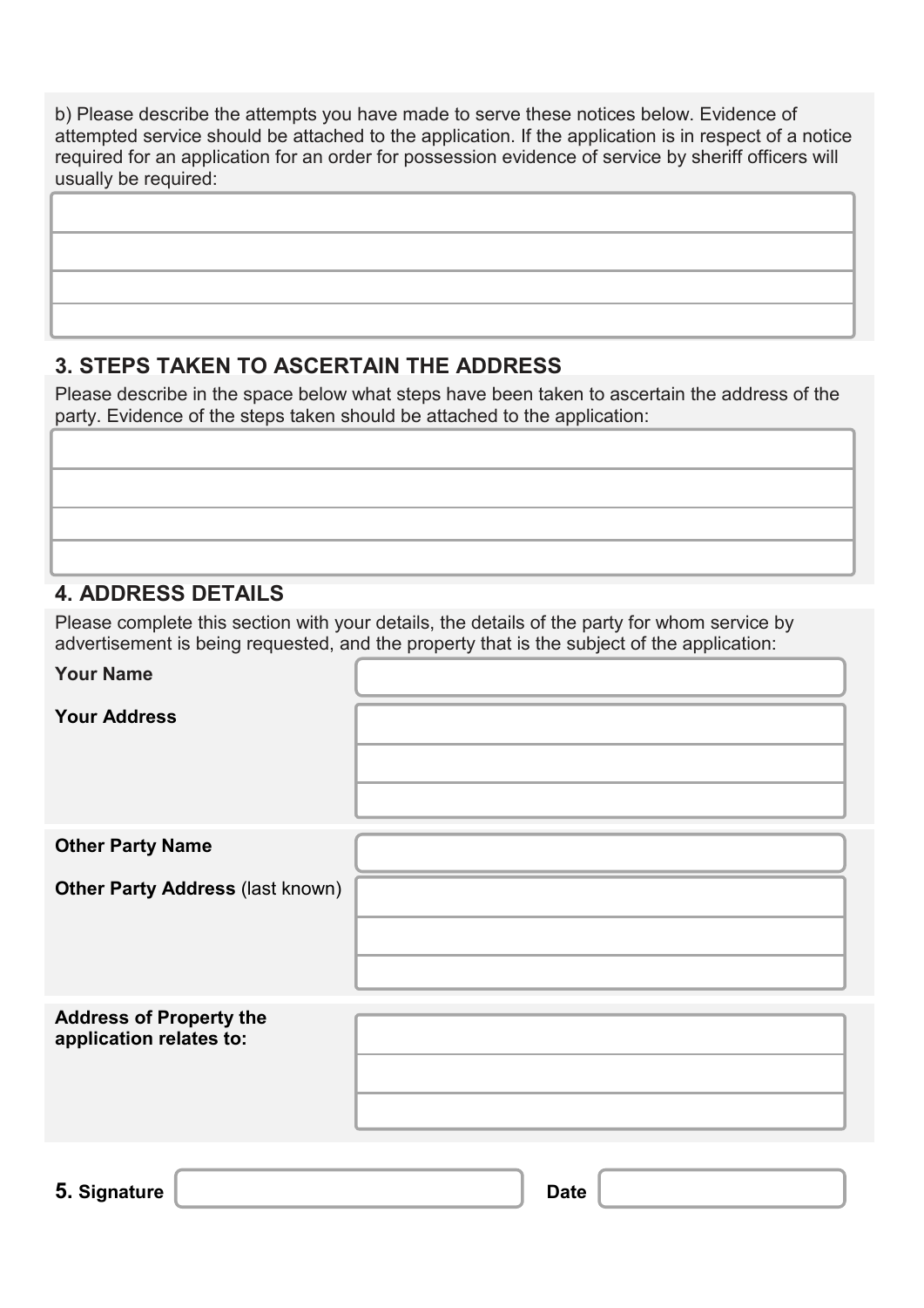b) Please describe the attempts you have made to serve these notices below. Evidence of attempted service should be attached to the application. If the application is in respect of a notice required for an application for an order for possession evidence of service by sheriff officers will usually be required:

## 3. STEPS TAKEN TO ASCERTAIN THE ADDRESS

Please describe in the space below what steps have been taken to ascertain the address of the party. Evidence of the steps taken should be attached to the application:

## 4. ADDRESS DETAILS

Please complete this section with your details, the details of the party for whom service by advertisement is being requested, and the property that is the subject of the application:

**Your Name**

**Your Address**

**Other Party Name**

**Other Party Address** (last known)

**Address of Property the application relates to:**

**5. Signature** &emsp; **Date**